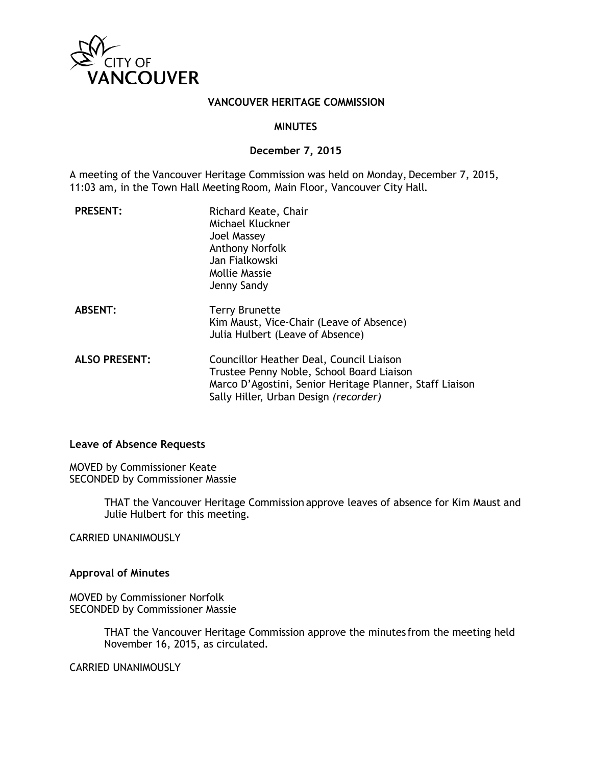CITY OF VANCOUVER

# VANCOUVER HERITAGE COMMISSION

## MINUTES

**December 7, 2015**

A meeting of the Vancouver Heritage Commission was held on Monday, December 7, 2015, 11:03 am, in the Town Hall Meeting Room, Main Floor, Vancouver City Hall.

| | |
|---|---|
| **PRESENT:** | Richard Keate, Chair<br>Michael Kluckner<br>Joel Massey<br>Anthony Norfolk<br>Jan Fialkowski<br>Mollie Massie<br>Jenny Sandy |
| **ABSENT:** | Terry Brunette<br>Kim Maust, Vice-Chair (Leave of Absence)<br>Julia Hulbert (Leave of Absence) |
| **ALSO PRESENT:** | Councillor Heather Deal, Council Liaison<br>Trustee Penny Noble, School Board Liaison<br>Marco D'Agostini, Senior Heritage Planner, Staff Liaison<br>Sally Hiller, Urban Design *(recorder)* |

### Leave of Absence Requests

MOVED by Commissioner Keate
SECONDED by Commissioner Massie

> THAT the Vancouver Heritage Commission approve leaves of absence for Kim Maust and Julie Hulbert for this meeting.

CARRIED UNANIMOUSLY

### Approval of Minutes

MOVED by Commissioner Norfolk
SECONDED by Commissioner Massie

> THAT the Vancouver Heritage Commission approve the minutes from the meeting held November 16, 2015, as circulated.

CARRIED UNANIMOUSLY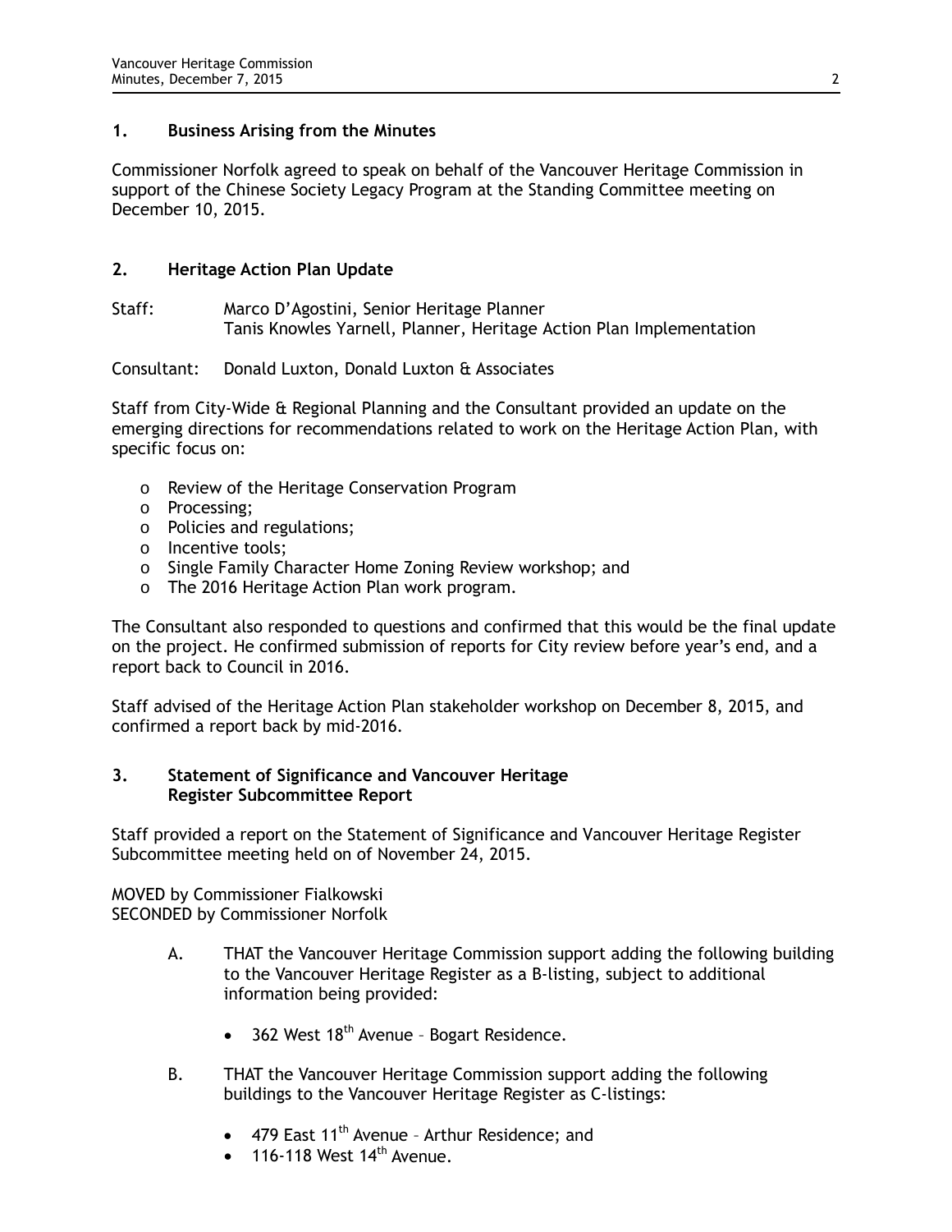## 1. Business Arising from the Minutes

Commissioner Norfolk agreed to speak on behalf of the Vancouver Heritage Commission in support of the Chinese Society Legacy Program at the Standing Committee meeting on December 10, 2015.

## 2. Heritage Action Plan Update

Staff: Marco D'Agostini, Senior Heritage Planner
Tanis Knowles Yarnell, Planner, Heritage Action Plan Implementation

Consultant: Donald Luxton, Donald Luxton & Associates

Staff from City-Wide & Regional Planning and the Consultant provided an update on the emerging directions for recommendations related to work on the Heritage Action Plan, with specific focus on:

- Review of the Heritage Conservation Program
- Processing;
- Policies and regulations;
- Incentive tools;
- Single Family Character Home Zoning Review workshop; and
- The 2016 Heritage Action Plan work program.

The Consultant also responded to questions and confirmed that this would be the final update on the project. He confirmed submission of reports for City review before year's end, and a report back to Council in 2016.

Staff advised of the Heritage Action Plan stakeholder workshop on December 8, 2015, and confirmed a report back by mid-2016.

## 3. Statement of Significance and Vancouver Heritage Register Subcommittee Report

Staff provided a report on the Statement of Significance and Vancouver Heritage Register Subcommittee meeting held on of November 24, 2015.

MOVED by Commissioner Fialkowski
SECONDED by Commissioner Norfolk

A. THAT the Vancouver Heritage Commission support adding the following building to the Vancouver Heritage Register as a B-listing, subject to additional information being provided:

- 362 West 18th Avenue – Bogart Residence.

B. THAT the Vancouver Heritage Commission support adding the following buildings to the Vancouver Heritage Register as C-listings:

- 479 East 11th Avenue – Arthur Residence; and
- 116-118 West 14th Avenue.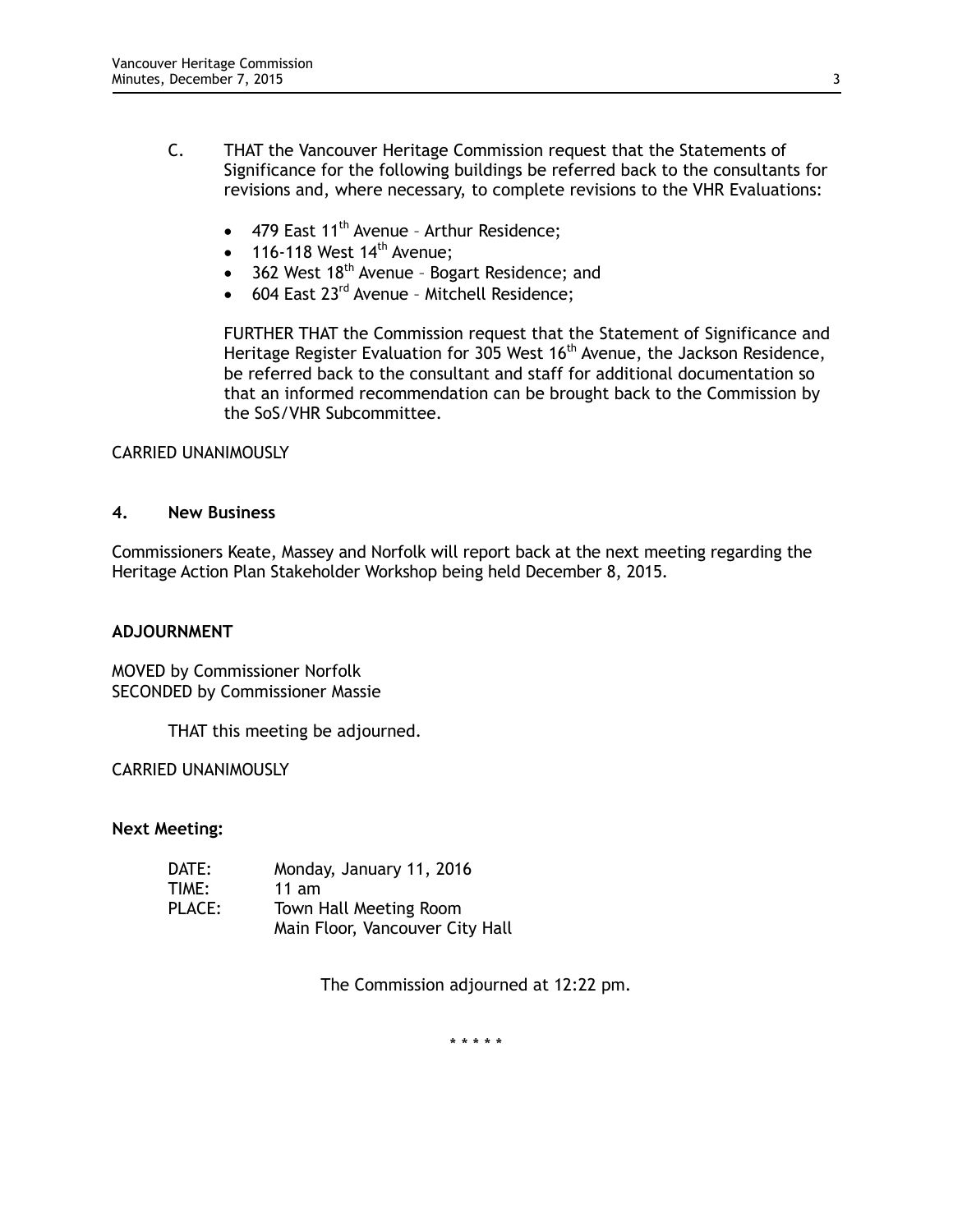C. THAT the Vancouver Heritage Commission request that the Statements of Significance for the following buildings be referred back to the consultants for revisions and, where necessary, to complete revisions to the VHR Evaluations:

- 479 East 11th Avenue – Arthur Residence;
- 116-118 West 14th Avenue;
- 362 West 18th Avenue – Bogart Residence; and
- 604 East 23rd Avenue – Mitchell Residence;

FURTHER THAT the Commission request that the Statement of Significance and Heritage Register Evaluation for 305 West 16th Avenue, the Jackson Residence, be referred back to the consultant and staff for additional documentation so that an informed recommendation can be brought back to the Commission by the SoS/VHR Subcommittee.

CARRIED UNANIMOUSLY

**4. New Business**

Commissioners Keate, Massey and Norfolk will report back at the next meeting regarding the Heritage Action Plan Stakeholder Workshop being held December 8, 2015.

**ADJOURNMENT**

MOVED by Commissioner Norfolk
SECONDED by Commissioner Massie

THAT this meeting be adjourned.

CARRIED UNANIMOUSLY

**Next Meeting:**

| | |
|---|---|
| DATE: | Monday, January 11, 2016 |
| TIME: | 11 am |
| PLACE: | Town Hall Meeting Room<br>Main Floor, Vancouver City Hall |

The Commission adjourned at 12:22 pm.

\* \* \* \* \*